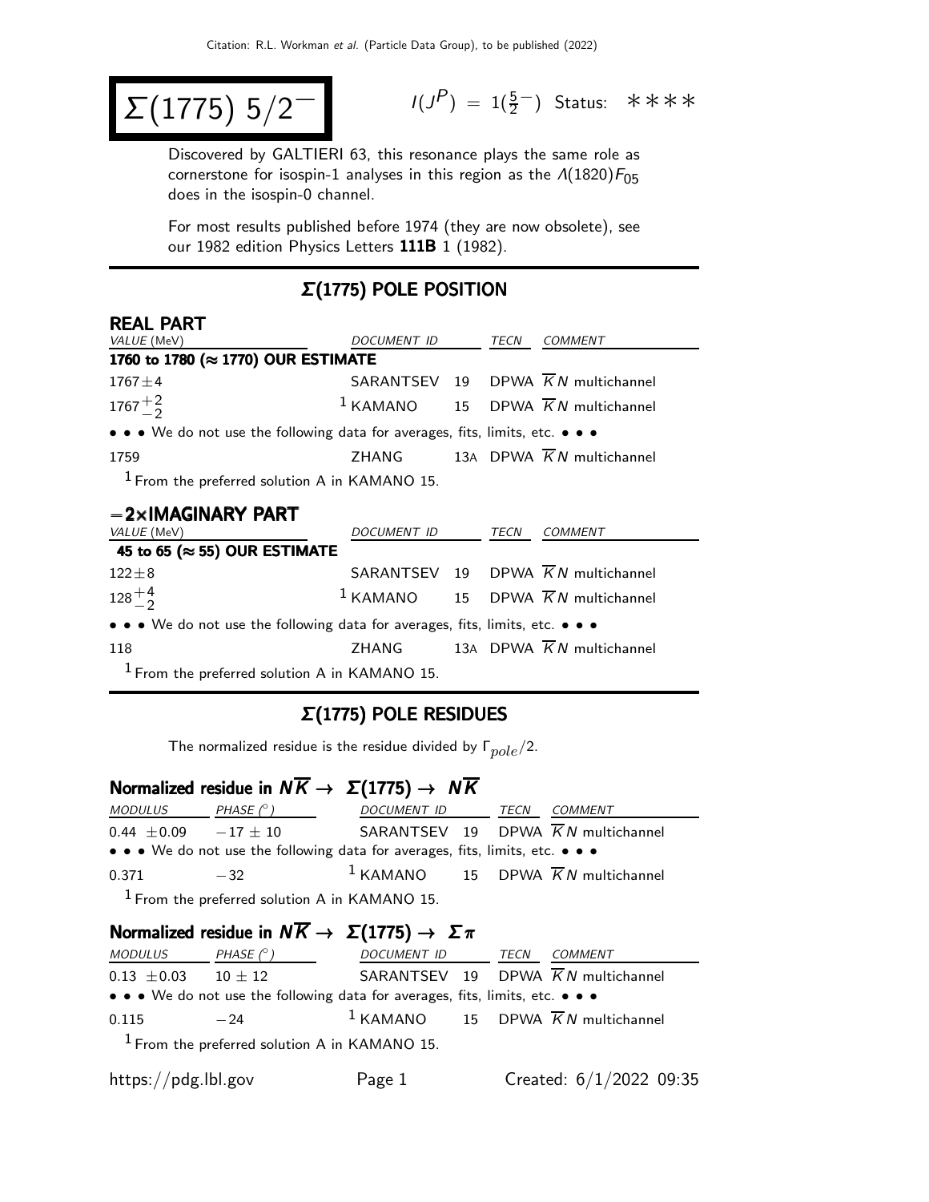# $\Sigma(1775)$ $5/2^-$

$I(J^P) = 1(\frac{5}{2}^-)$ Status: ****

Discovered by GALTIERI 63, this resonance plays the same role as cornerstone for isospin-1 analyses in this region as the $\Lambda(1820)F_{05}$ does in the isospin-0 channel.

For most results published before 1974 (they are now obsolete), see our 1982 edition Physics Letters **111B** 1 (1982).

## $\Sigma(1775)$ POLE POSITION

### REAL PART

| VALUE (MeV) | DOCUMENT ID | | TECN | COMMENT |
|---|---|---|---|---|
| **1760 to 1780 (≈ 1770) OUR ESTIMATE** | | | | |
| $1767 \pm 4$ | SARANTSEV | 19 | DPWA | $\overline{K}N$ multichannel |
| $1767^{+2}_{-2}$ | [1] KAMANO | 15 | DPWA | $\overline{K}N$ multichannel |
| • • • We do not use the following data for averages, fits, limits, etc. • • • | | | | |
| 1759 | ZHANG | 13A | DPWA | $\overline{K}N$ multichannel |

[1] From the preferred solution A in KAMANO 15.

### −2×IMAGINARY PART

| VALUE (MeV) | DOCUMENT ID | | TECN | COMMENT |
|---|---|---|---|---|
| **45 to 65 (≈ 55) OUR ESTIMATE** | | | | |
| $122 \pm 8$ | SARANTSEV | 19 | DPWA | $\overline{K}N$ multichannel |
| $128^{+4}_{-2}$ | [1] KAMANO | 15 | DPWA | $\overline{K}N$ multichannel |
| • • • We do not use the following data for averages, fits, limits, etc. • • • | | | | |
| 118 | ZHANG | 13A | DPWA | $\overline{K}N$ multichannel |

[1] From the preferred solution A in KAMANO 15.

## $\Sigma(1775)$ POLE RESIDUES

The normalized residue is the residue divided by $\Gamma_{pole}/2$.

### Normalized residue in $N\overline{K} \rightarrow \Sigma(1775) \rightarrow N\overline{K}$

| MODULUS | PHASE (°) | DOCUMENT ID | | TECN | COMMENT |
|---|---|---|---|---|---|
| $0.44 \pm 0.09$ | $-17 \pm 10$ | SARANTSEV | 19 | DPWA | $\overline{K}N$ multichannel |
| • • • We do not use the following data for averages, fits, limits, etc. • • • | | | | | |
| 0.371 | $-32$ | [1] KAMANO | 15 | DPWA | $\overline{K}N$ multichannel |

[1] From the preferred solution A in KAMANO 15.

### Normalized residue in $N\overline{K} \rightarrow \Sigma(1775) \rightarrow \Sigma\pi$

| MODULUS | PHASE (°) | DOCUMENT ID | | TECN | COMMENT |
|---|---|---|---|---|---|
| $0.13 \pm 0.03$ | $10 \pm 12$ | SARANTSEV | 19 | DPWA | $\overline{K}N$ multichannel |
| • • • We do not use the following data for averages, fits, limits, etc. • • • | | | | | |
| 0.115 | $-24$ | [1] KAMANO | 15 | DPWA | $\overline{K}N$ multichannel |

[1] From the preferred solution A in KAMANO 15.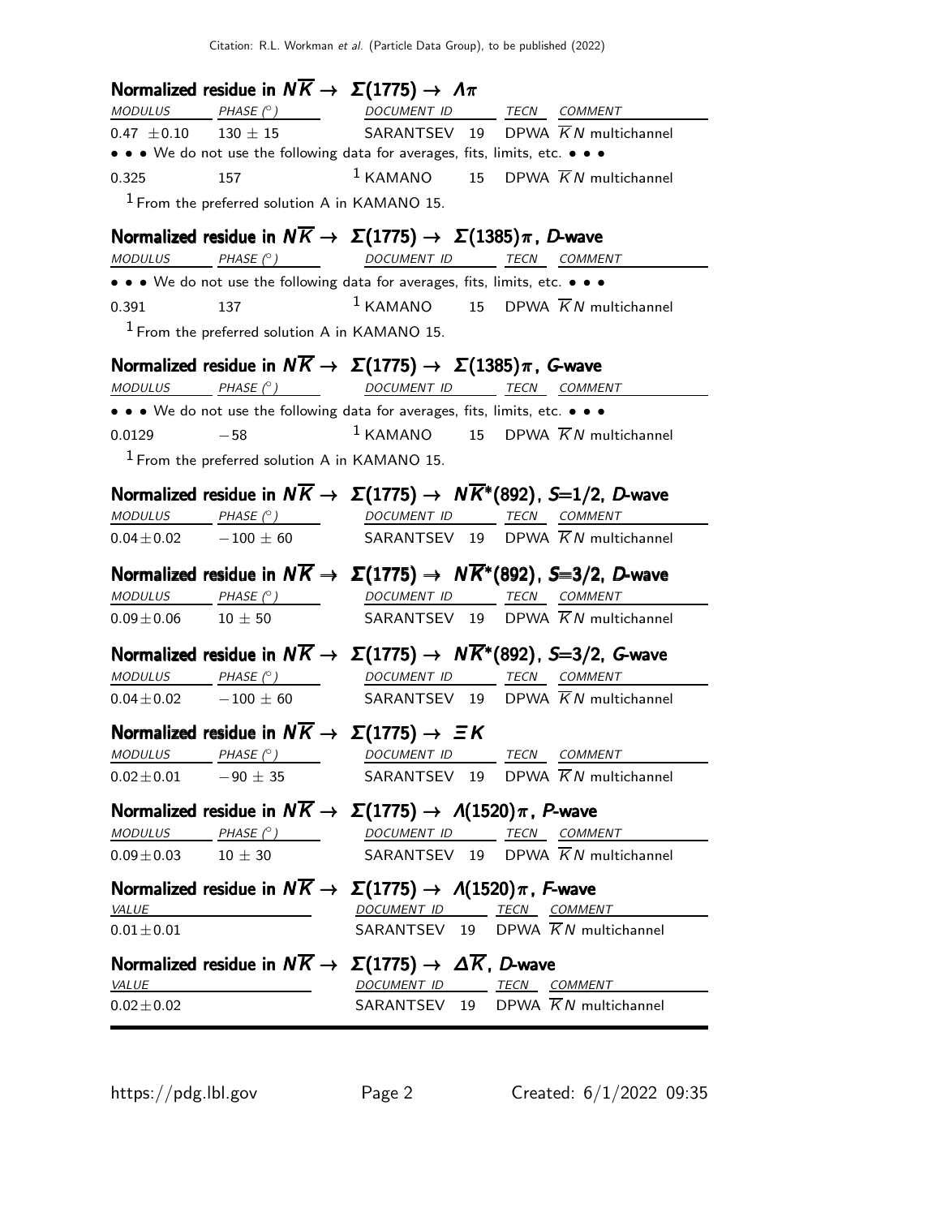### Normalized residue in $N\overline{K} \rightarrow \Sigma(1775) \rightarrow \Lambda\pi$

| MODULUS | PHASE (°) | DOCUMENT ID | | TECN | COMMENT |
|---|---|---|---|---|---|
| $0.47 \pm 0.10$ | $130 \pm 15$ | SARANTSEV | 19 | DPWA | $\overline{K}N$ multichannel |
| • • • We do not use the following data for averages, fits, limits, etc. • • • | | | | | |
| 0.325 | 157 | [1] KAMANO | 15 | DPWA | $\overline{K}N$ multichannel |

[1] From the preferred solution A in KAMANO 15.

### Normalized residue in $N\overline{K} \rightarrow \Sigma(1775) \rightarrow \Sigma(1385)\pi$, *D*-wave

| MODULUS | PHASE (°) | DOCUMENT ID | | TECN | COMMENT |
|---|---|---|---|---|---|
| • • • We do not use the following data for averages, fits, limits, etc. • • • | | | | | |
| 0.391 | 137 | [1] KAMANO | 15 | DPWA | $\overline{K}N$ multichannel |

[1] From the preferred solution A in KAMANO 15.

### Normalized residue in $N\overline{K} \rightarrow \Sigma(1775) \rightarrow \Sigma(1385)\pi$, *G*-wave

| MODULUS | PHASE (°) | DOCUMENT ID | | TECN | COMMENT |
|---|---|---|---|---|---|
| • • • We do not use the following data for averages, fits, limits, etc. • • • | | | | | |
| 0.0129 | $-58$ | [1] KAMANO | 15 | DPWA | $\overline{K}N$ multichannel |

[1] From the preferred solution A in KAMANO 15.

### Normalized residue in $N\overline{K} \rightarrow \Sigma(1775) \rightarrow N\overline{K}^*(892)$, *S*=1/2, *D*-wave

| MODULUS | PHASE (°) | DOCUMENT ID | | TECN | COMMENT |
|---|---|---|---|---|---|
| $0.04 \pm 0.02$ | $-100 \pm 60$ | SARANTSEV | 19 | DPWA | $\overline{K}N$ multichannel |

### Normalized residue in $N\overline{K} \rightarrow \Sigma(1775) \rightarrow N\overline{K}^*(892)$, *S*=3/2, *D*-wave

| MODULUS | PHASE (°) | DOCUMENT ID | | TECN | COMMENT |
|---|---|---|---|---|---|
| $0.09 \pm 0.06$ | $10 \pm 50$ | SARANTSEV | 19 | DPWA | $\overline{K}N$ multichannel |

### Normalized residue in $N\overline{K} \rightarrow \Sigma(1775) \rightarrow N\overline{K}^*(892)$, *S*=3/2, *G*-wave

| MODULUS | PHASE (°) | DOCUMENT ID | | TECN | COMMENT |
|---|---|---|---|---|---|
| $0.04 \pm 0.02$ | $-100 \pm 60$ | SARANTSEV | 19 | DPWA | $\overline{K}N$ multichannel |

### Normalized residue in $N\overline{K} \rightarrow \Sigma(1775) \rightarrow \Xi K$

| MODULUS | PHASE (°) | DOCUMENT ID | | TECN | COMMENT |
|---|---|---|---|---|---|
| $0.02 \pm 0.01$ | $-90 \pm 35$ | SARANTSEV | 19 | DPWA | $\overline{K}N$ multichannel |

### Normalized residue in $N\overline{K} \rightarrow \Sigma(1775) \rightarrow \Lambda(1520)\pi$, *P*-wave

| MODULUS | PHASE (°) | DOCUMENT ID | | TECN | COMMENT |
|---|---|---|---|---|---|
| $0.09 \pm 0.03$ | $10 \pm 30$ | SARANTSEV | 19 | DPWA | $\overline{K}N$ multichannel |

### Normalized residue in $N\overline{K} \rightarrow \Sigma(1775) \rightarrow \Lambda(1520)\pi$, *F*-wave

| VALUE | DOCUMENT ID | | TECN | COMMENT |
|---|---|---|---|---|
| $0.01 \pm 0.01$ | SARANTSEV | 19 | DPWA | $\overline{K}N$ multichannel |

### Normalized residue in $N\overline{K} \rightarrow \Sigma(1775) \rightarrow \Delta\overline{K}$, *D*-wave

| VALUE | DOCUMENT ID | | TECN | COMMENT |
|---|---|---|---|---|
| $0.02 \pm 0.02$ | SARANTSEV | 19 | DPWA | $\overline{K}N$ multichannel |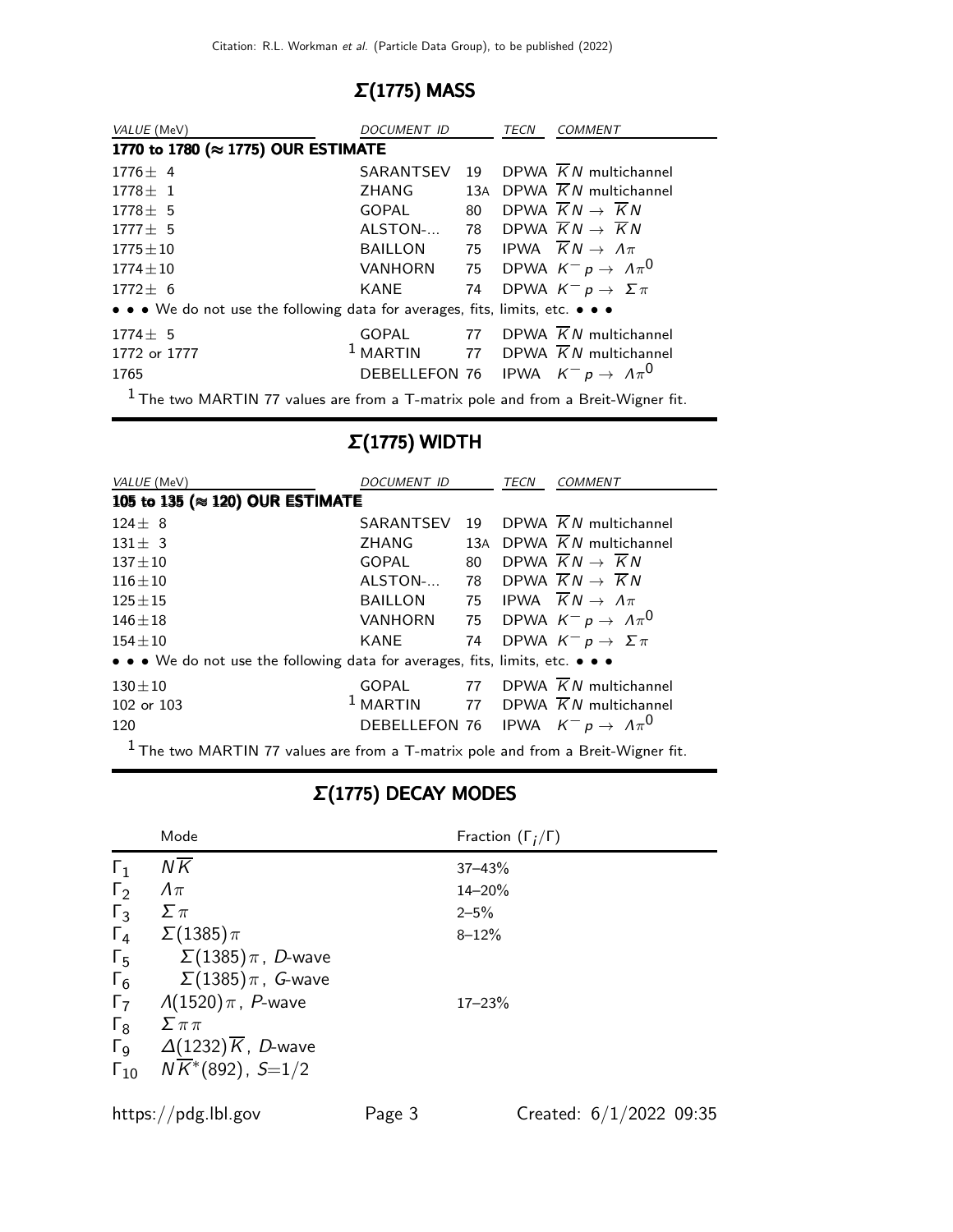## Σ(1775) MASS

| VALUE (MeV) | DOCUMENT ID | | TECN | COMMENT |
|---|---|---|---|---|
| **1770 to 1780 (≈ 1775) OUR ESTIMATE** | | | | |
| 1776 ± 4 | SARANTSEV | 19 | DPWA | $\overline{K}N$ multichannel |
| 1778 ± 1 | ZHANG | 13A | DPWA | $\overline{K}N$ multichannel |
| 1778 ± 5 | GOPAL | 80 | DPWA | $\overline{K}N \to \overline{K}N$ |
| 1777 ± 5 | ALSTON-... | 78 | DPWA | $\overline{K}N \to \overline{K}N$ |
| 1775 ± 10 | BAILLON | 75 | IPWA | $\overline{K}N \to \Lambda\pi$ |
| 1774 ± 10 | VANHORN | 75 | DPWA | $K^- p \to \Lambda\pi^0$ |
| 1772 ± 6 | KANE | 74 | DPWA | $K^- p \to \Sigma\pi$ |
| • • • We do not use the following data for averages, fits, limits, etc. • • • | | | | |
| 1774 ± 5 | GOPAL | 77 | DPWA | $\overline{K}N$ multichannel |
| 1772 or 1777 | [1] MARTIN | 77 | DPWA | $\overline{K}N$ multichannel |
| 1765 | DEBELLEFON | 76 | IPWA | $K^- p \to \Lambda\pi^0$ |

[1] The two MARTIN 77 values are from a T-matrix pole and from a Breit-Wigner fit.

## Σ(1775) WIDTH

| VALUE (MeV) | DOCUMENT ID | | TECN | COMMENT |
|---|---|---|---|---|
| **105 to 135 (≈ 120) OUR ESTIMATE** | | | | |
| 124 ± 8 | SARANTSEV | 19 | DPWA | $\overline{K}N$ multichannel |
| 131 ± 3 | ZHANG | 13A | DPWA | $\overline{K}N$ multichannel |
| 137 ± 10 | GOPAL | 80 | DPWA | $\overline{K}N \to \overline{K}N$ |
| 116 ± 10 | ALSTON-... | 78 | DPWA | $\overline{K}N \to \overline{K}N$ |
| 125 ± 15 | BAILLON | 75 | IPWA | $\overline{K}N \to \Lambda\pi$ |
| 146 ± 18 | VANHORN | 75 | DPWA | $K^- p \to \Lambda\pi^0$ |
| 154 ± 10 | KANE | 74 | DPWA | $K^- p \to \Sigma\pi$ |
| • • • We do not use the following data for averages, fits, limits, etc. • • • | | | | |
| 130 ± 10 | GOPAL | 77 | DPWA | $\overline{K}N$ multichannel |
| 102 or 103 | [1] MARTIN | 77 | DPWA | $\overline{K}N$ multichannel |
| 120 | DEBELLEFON | 76 | IPWA | $K^- p \to \Lambda\pi^0$ |

[1] The two MARTIN 77 values are from a T-matrix pole and from a Breit-Wigner fit.

## Σ(1775) DECAY MODES

| | Mode | Fraction ($\Gamma_i/\Gamma$) |
|---|---|---|
| $\Gamma_1$ | $N\overline{K}$ | 37–43% |
| $\Gamma_2$ | $\Lambda\pi$ | 14–20% |
| $\Gamma_3$ | $\Sigma\pi$ | 2–5% |
| $\Gamma_4$ | $\Sigma(1385)\pi$ | 8–12% |
| $\Gamma_5$ | $\Sigma(1385)\pi$, *D*-wave | |
| $\Gamma_6$ | $\Sigma(1385)\pi$, *G*-wave | |
| $\Gamma_7$ | $\Lambda(1520)\pi$, *P*-wave | 17–23% |
| $\Gamma_8$ | $\Sigma\pi\pi$ | |
| $\Gamma_9$ | $\Delta(1232)\overline{K}$, *D*-wave | |
| $\Gamma_{10}$ | $N\overline{K}^*(892)$, $S$=1/2 | |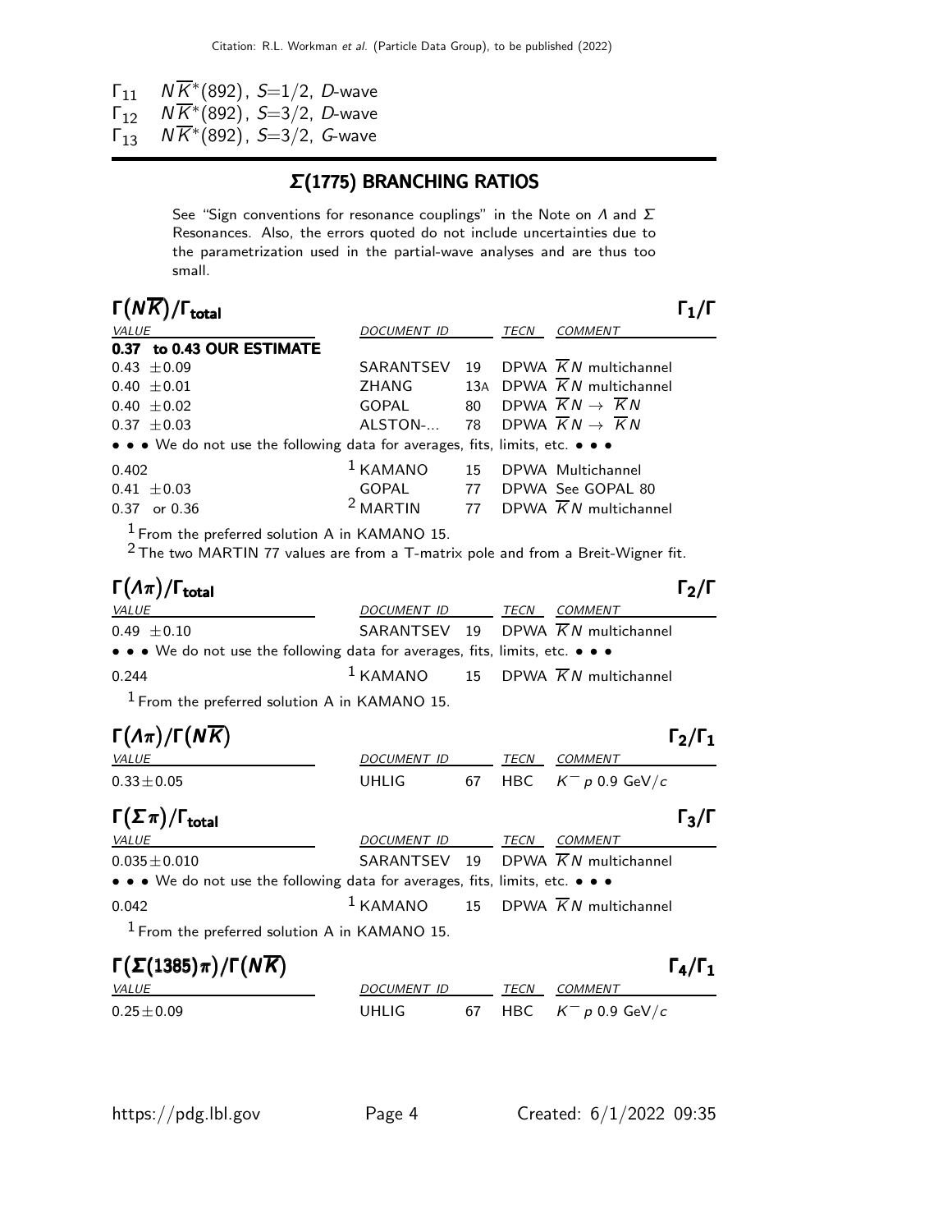$\Gamma_{11}$ $N\overline{K}^*(892)$, $S$=1/2, $D$-wave
$\Gamma_{12}$ $N\overline{K}^*(892)$, $S$=3/2, $D$-wave
$\Gamma_{13}$ $N\overline{K}^*(892)$, $S$=3/2, $G$-wave

## Σ(1775) BRANCHING RATIOS

See "Sign conventions for resonance couplings" in the Note on Λ and Σ Resonances. Also, the errors quoted do not include uncertainties due to the parametrization used in the partial-wave analyses and are thus too small.

### $\Gamma(N\overline{K})/\Gamma_{\text{total}}$ — $\Gamma_1/\Gamma$

| VALUE | DOCUMENT ID | | TECN | COMMENT |
|---|---|---|---|---|
| **0.37 to 0.43 OUR ESTIMATE** | | | | |
| 0.43 ±0.09 | SARANTSEV | 19 | DPWA | $\overline{K}N$ multichannel |
| 0.40 ±0.01 | ZHANG | 13A | DPWA | $\overline{K}N$ multichannel |
| 0.40 ±0.02 | GOPAL | 80 | DPWA | $\overline{K}N \to \overline{K}N$ |
| 0.37 ±0.03 | ALSTON-... | 78 | DPWA | $\overline{K}N \to \overline{K}N$ |
| • • • We do not use the following data for averages, fits, limits, etc. • • • | | | | |
| 0.402 | [1] KAMANO | 15 | DPWA | Multichannel |
| 0.41 ±0.03 | GOPAL | 77 | DPWA | See GOPAL 80 |
| 0.37 or 0.36 | [2] MARTIN | 77 | DPWA | $\overline{K}N$ multichannel |

[1] From the preferred solution A in KAMANO 15.
[2] The two MARTIN 77 values are from a T-matrix pole and from a Breit-Wigner fit.

### $\Gamma(\Lambda\pi)/\Gamma_{\text{total}}$ — $\Gamma_2/\Gamma$

| VALUE | DOCUMENT ID | | TECN | COMMENT |
|---|---|---|---|---|
| 0.49 ±0.10 | SARANTSEV | 19 | DPWA | $\overline{K}N$ multichannel |
| • • • We do not use the following data for averages, fits, limits, etc. • • • | | | | |
| 0.244 | [1] KAMANO | 15 | DPWA | $\overline{K}N$ multichannel |

[1] From the preferred solution A in KAMANO 15.

### $\Gamma(\Lambda\pi)/\Gamma(N\overline{K})$ — $\Gamma_2/\Gamma_1$

| VALUE | DOCUMENT ID | | TECN | COMMENT |
|---|---|---|---|---|
| 0.33±0.05 | UHLIG | 67 | HBC | $K^- p$ 0.9 GeV/$c$ |

### $\Gamma(\Sigma\pi)/\Gamma_{\text{total}}$ — $\Gamma_3/\Gamma$

| VALUE | DOCUMENT ID | | TECN | COMMENT |
|---|---|---|---|---|
| 0.035±0.010 | SARANTSEV | 19 | DPWA | $\overline{K}N$ multichannel |
| • • • We do not use the following data for averages, fits, limits, etc. • • • | | | | |
| 0.042 | [1] KAMANO | 15 | DPWA | $\overline{K}N$ multichannel |

[1] From the preferred solution A in KAMANO 15.

### $\Gamma(\Sigma(1385)\pi)/\Gamma(N\overline{K})$ — $\Gamma_4/\Gamma_1$

| VALUE | DOCUMENT ID | | TECN | COMMENT |
|---|---|---|---|---|
| 0.25±0.09 | UHLIG | 67 | HBC | $K^- p$ 0.9 GeV/$c$ |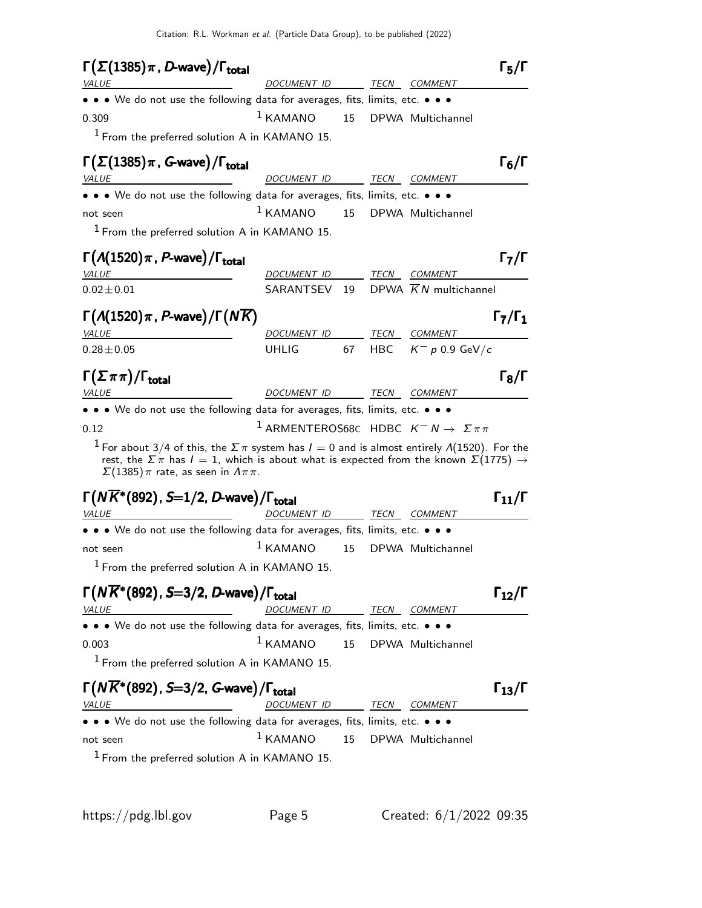### $\Gamma(\Sigma(1385)\pi$, *D*-wave$)/\Gamma_{total}$ — $\Gamma_5/\Gamma$

| VALUE | DOCUMENT ID | | TECN | COMMENT |
|---|---|---|---|---|
| • • • We do not use the following data for averages, fits, limits, etc. • • • | | | | |
| 0.309 | [1] KAMANO | 15 | DPWA | Multichannel |

[1] From the preferred solution A in KAMANO 15.

### $\Gamma(\Sigma(1385)\pi$, *G*-wave$)/\Gamma_{total}$ — $\Gamma_6/\Gamma$

| VALUE | DOCUMENT ID | | TECN | COMMENT |
|---|---|---|---|---|
| • • • We do not use the following data for averages, fits, limits, etc. • • • | | | | |
| not seen | [1] KAMANO | 15 | DPWA | Multichannel |

[1] From the preferred solution A in KAMANO 15.

### $\Gamma(\Lambda(1520)\pi$, *P*-wave$)/\Gamma_{total}$ — $\Gamma_7/\Gamma$

| VALUE | DOCUMENT ID | | TECN | COMMENT |
|---|---|---|---|---|
| $0.02\pm0.01$ | SARANTSEV | 19 | DPWA | $\overline{K}N$ multichannel |

### $\Gamma(\Lambda(1520)\pi$, *P*-wave$)/\Gamma(N\overline{K})$ — $\Gamma_7/\Gamma_1$

| VALUE | DOCUMENT ID | | TECN | COMMENT |
|---|---|---|---|---|
| $0.28\pm0.05$ | UHLIG | 67 | HBC | $K^- p$ 0.9 GeV/$c$ |

### $\Gamma(\Sigma\pi\pi)/\Gamma_{total}$ — $\Gamma_8/\Gamma$

| VALUE | DOCUMENT ID | | TECN | COMMENT |
|---|---|---|---|---|
| • • • We do not use the following data for averages, fits, limits, etc. • • • | | | | |
| 0.12 | [1] ARMENTEROS | 68C | HDBC | $K^- N \to \Sigma\pi\pi$ |

[1] For about 3/4 of this, the $\Sigma\pi$ system has $I = 0$ and is almost entirely $\Lambda(1520)$. For the rest, the $\Sigma\pi$ has $I = 1$, which is about what is expected from the known $\Sigma(1775) \to \Sigma(1385)\pi$ rate, as seen in $\Lambda\pi\pi$.

### $\Gamma(N\overline{K}^*(892)$, $S$=1/2, *D*-wave$)/\Gamma_{total}$ — $\Gamma_{11}/\Gamma$

| VALUE | DOCUMENT ID | | TECN | COMMENT |
|---|---|---|---|---|
| • • • We do not use the following data for averages, fits, limits, etc. • • • | | | | |
| not seen | [1] KAMANO | 15 | DPWA | Multichannel |

[1] From the preferred solution A in KAMANO 15.

### $\Gamma(N\overline{K}^*(892)$, $S$=3/2, *D*-wave$)/\Gamma_{total}$ — $\Gamma_{12}/\Gamma$

| VALUE | DOCUMENT ID | | TECN | COMMENT |
|---|---|---|---|---|
| • • • We do not use the following data for averages, fits, limits, etc. • • • | | | | |
| 0.003 | [1] KAMANO | 15 | DPWA | Multichannel |

[1] From the preferred solution A in KAMANO 15.

### $\Gamma(N\overline{K}^*(892)$, $S$=3/2, *G*-wave$)/\Gamma_{total}$ — $\Gamma_{13}/\Gamma$

| VALUE | DOCUMENT ID | | TECN | COMMENT |
|---|---|---|---|---|
| • • • We do not use the following data for averages, fits, limits, etc. • • • | | | | |
| not seen | [1] KAMANO | 15 | DPWA | Multichannel |

[1] From the preferred solution A in KAMANO 15.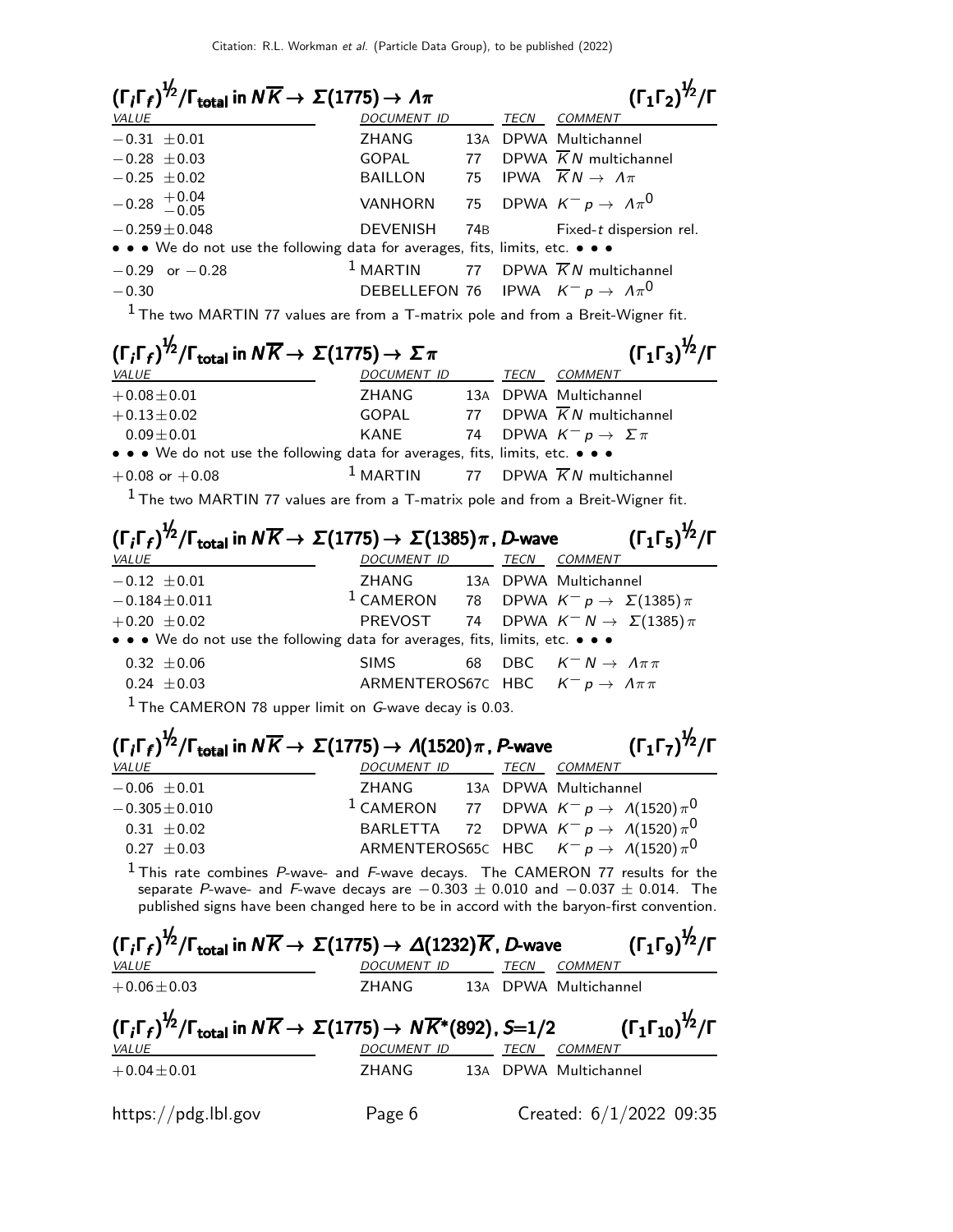### $(\Gamma_i\Gamma_f)^{1/2}/\Gamma_{total}$ in $N\overline{K} \to \Sigma(1775) \to \Lambda\pi$ — $(\Gamma_1\Gamma_2)^{1/2}/\Gamma$

| VALUE | DOCUMENT ID | | TECN | COMMENT |
|---|---|---|---|---|
| $-0.31 \pm 0.01$ | ZHANG | 13A | DPWA | Multichannel |
| $-0.28 \pm 0.03$ | GOPAL | 77 | DPWA | $\overline{K}N$ multichannel |
| $-0.25 \pm 0.02$ | BAILLON | 75 | IPWA | $\overline{K}N \to \Lambda\pi$ |
| $-0.28\ ^{+0.04}_{-0.05}$ | VANHORN | 75 | DPWA | $K^- p \to \Lambda\pi^0$ |
| $-0.259 \pm 0.048$ | DEVENISH | 74B | | Fixed-$t$ dispersion rel. |
| • • • We do not use the following data for averages, fits, limits, etc. • • • | | | | |
| $-0.29$ or $-0.28$ | [1] MARTIN | 77 | DPWA | $\overline{K}N$ multichannel |
| $-0.30$ | DEBELLEFON | 76 | IPWA | $K^- p \to \Lambda\pi^0$ |

[1] The two MARTIN 77 values are from a T-matrix pole and from a Breit-Wigner fit.

### $(\Gamma_i\Gamma_f)^{1/2}/\Gamma_{total}$ in $N\overline{K} \to \Sigma(1775) \to \Sigma\pi$ — $(\Gamma_1\Gamma_3)^{1/2}/\Gamma$

| VALUE | DOCUMENT ID | | TECN | COMMENT |
|---|---|---|---|---|
| $+0.08 \pm 0.01$ | ZHANG | 13A | DPWA | Multichannel |
| $+0.13 \pm 0.02$ | GOPAL | 77 | DPWA | $\overline{K}N$ multichannel |
| $0.09 \pm 0.01$ | KANE | 74 | DPWA | $K^- p \to \Sigma\pi$ |
| • • • We do not use the following data for averages, fits, limits, etc. • • • | | | | |
| $+0.08$ or $+0.08$ | [1] MARTIN | 77 | DPWA | $\overline{K}N$ multichannel |

[1] The two MARTIN 77 values are from a T-matrix pole and from a Breit-Wigner fit.

### $(\Gamma_i\Gamma_f)^{1/2}/\Gamma_{total}$ in $N\overline{K} \to \Sigma(1775) \to \Sigma(1385)\pi$, D-wave — $(\Gamma_1\Gamma_5)^{1/2}/\Gamma$

| VALUE | DOCUMENT ID | | TECN | COMMENT |
|---|---|---|---|---|
| $-0.12 \pm 0.01$ | ZHANG | 13A | DPWA | Multichannel |
| $-0.184 \pm 0.011$ | [1] CAMERON | 78 | DPWA | $K^- p \to \Sigma(1385)\pi$ |
| $+0.20 \pm 0.02$ | PREVOST | 74 | DPWA | $K^- N \to \Sigma(1385)\pi$ |
| • • • We do not use the following data for averages, fits, limits, etc. • • • | | | | |
| $0.32 \pm 0.06$ | SIMS | 68 | DBC | $K^- N \to \Lambda\pi\pi$ |
| $0.24 \pm 0.03$ | ARMENTEROS | 67C | HBC | $K^- p \to \Lambda\pi\pi$ |

[1] The CAMERON 78 upper limit on $G$-wave decay is 0.03.

### $(\Gamma_i\Gamma_f)^{1/2}/\Gamma_{total}$ in $N\overline{K} \to \Sigma(1775) \to \Lambda(1520)\pi$, P-wave — $(\Gamma_1\Gamma_7)^{1/2}/\Gamma$

| VALUE | DOCUMENT ID | | TECN | COMMENT |
|---|---|---|---|---|
| $-0.06 \pm 0.01$ | ZHANG | 13A | DPWA | Multichannel |
| $-0.305 \pm 0.010$ | [1] CAMERON | 77 | DPWA | $K^- p \to \Lambda(1520)\pi^0$ |
| $0.31 \pm 0.02$ | BARLETTA | 72 | DPWA | $K^- p \to \Lambda(1520)\pi^0$ |
| $0.27 \pm 0.03$ | ARMENTEROS | 65C | HBC | $K^- p \to \Lambda(1520)\pi^0$ |

[1] This rate combines $P$-wave- and $F$-wave decays. The CAMERON 77 results for the separate $P$-wave- and $F$-wave decays are $-0.303 \pm 0.010$ and $-0.037 \pm 0.014$. The published signs have been changed here to be in accord with the baryon-first convention.

### $(\Gamma_i\Gamma_f)^{1/2}/\Gamma_{total}$ in $N\overline{K} \to \Sigma(1775) \to \Delta(1232)\overline{K}$, D-wave — $(\Gamma_1\Gamma_9)^{1/2}/\Gamma$

| VALUE | DOCUMENT ID | | TECN | COMMENT |
|---|---|---|---|---|
| $+0.06 \pm 0.03$ | ZHANG | 13A | DPWA | Multichannel |

### $(\Gamma_i\Gamma_f)^{1/2}/\Gamma_{total}$ in $N\overline{K} \to \Sigma(1775) \to N\overline{K}^*(892)$, $S$=1/2 — $(\Gamma_1\Gamma_{10})^{1/2}/\Gamma$

| VALUE | DOCUMENT ID | | TECN | COMMENT |
|---|---|---|---|---|
| $+0.04 \pm 0.01$ | ZHANG | 13A | DPWA | Multichannel |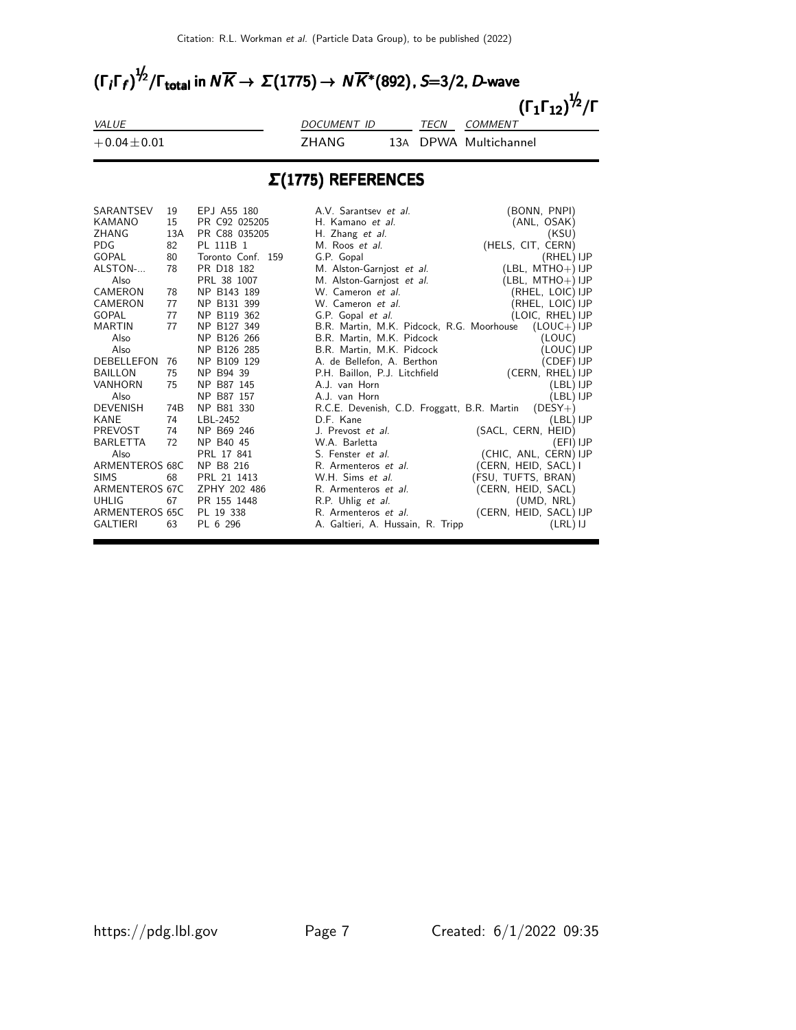## $(\Gamma_i \Gamma_f)^{1/2}/\Gamma_{total}$ in $N\overline{K} \rightarrow \Sigma(1775) \rightarrow N\overline{K}^*(892)$, $S$=3/2, $D$-wave

$(\Gamma_1 \Gamma_{12})^{1/2}/\Gamma$

| VALUE | DOCUMENT ID | | TECN | COMMENT |
|---|---|---|---|---|
| $+0.04 \pm 0.01$ | ZHANG | 13A | DPWA | Multichannel |

## $\Sigma(1775)$ REFERENCES

| | | | | |
|---|---|---|---|---|
| SARANTSEV | 19 | EPJ A55 180 | A.V. Sarantsev *et al.* | (BONN, PNPI) |
| KAMANO | 15 | PR C92 025205 | H. Kamano *et al.* | (ANL, OSAK) |
| ZHANG | 13A | PR C88 035205 | H. Zhang *et al.* | (KSU) |
| PDG | 82 | PL 111B 1 | M. Roos *et al.* | (HELS, CIT, CERN) |
| GOPAL | 80 | Toronto Conf. 159 | G.P. Gopal | (RHEL) IJP |
| ALSTON-... | 78 | PR D18 182 | M. Alston-Garnjost *et al.* | (LBL, MTHO+) IJP |
| Also | | PRL 38 1007 | M. Alston-Garnjost *et al.* | (LBL, MTHO+) IJP |
| CAMERON | 78 | NP B143 189 | W. Cameron *et al.* | (RHEL, LOIC) IJP |
| CAMERON | 77 | NP B131 399 | W. Cameron *et al.* | (RHEL, LOIC) IJP |
| GOPAL | 77 | NP B119 362 | G.P. Gopal *et al.* | (LOIC, RHEL) IJP |
| MARTIN | 77 | NP B127 349 | B.R. Martin, M.K. Pidcock, R.G. Moorhouse | (LOUC+) IJP |
| Also | | NP B126 266 | B.R. Martin, M.K. Pidcock | (LOUC) |
| Also | | NP B126 285 | B.R. Martin, M.K. Pidcock | (LOUC) IJP |
| DEBELLEFON | 76 | NP B109 129 | A. de Bellefon, A. Berthon | (CDEF) IJP |
| BAILLON | 75 | NP B94 39 | P.H. Baillon, P.J. Litchfield | (CERN, RHEL) IJP |
| VANHORN | 75 | NP B87 145 | A.J. van Horn | (LBL) IJP |
| Also | | NP B87 157 | A.J. van Horn | (LBL) IJP |
| DEVENISH | 74B | NP B81 330 | R.C.E. Devenish, C.D. Froggatt, B.R. Martin | (DESY+) |
| KANE | 74 | LBL-2452 | D.F. Kane | (LBL) IJP |
| PREVOST | 74 | NP B69 246 | J. Prevost *et al.* | (SACL, CERN, HEID) |
| BARLETTA | 72 | NP B40 45 | W.A. Barletta | (EFI) IJP |
| Also | | PRL 17 841 | S. Fenster *et al.* | (CHIC, ANL, CERN) IJP |
| ARMENTEROS | 68C | NP B8 216 | R. Armenteros *et al.* | (CERN, HEID, SACL) I |
| SIMS | 68 | PRL 21 1413 | W.H. Sims *et al.* | (FSU, TUFTS, BRAN) |
| ARMENTEROS | 67C | ZPHY 202 486 | R. Armenteros *et al.* | (CERN, HEID, SACL) |
| UHLIG | 67 | PR 155 1448 | R.P. Uhlig *et al.* | (UMD, NRL) |
| ARMENTEROS | 65C | PL 19 338 | R. Armenteros *et al.* | (CERN, HEID, SACL) IJP |
| GALTIERI | 63 | PL 6 296 | A. Galtieri, A. Hussain, R. Tripp | (LRL) IJ |